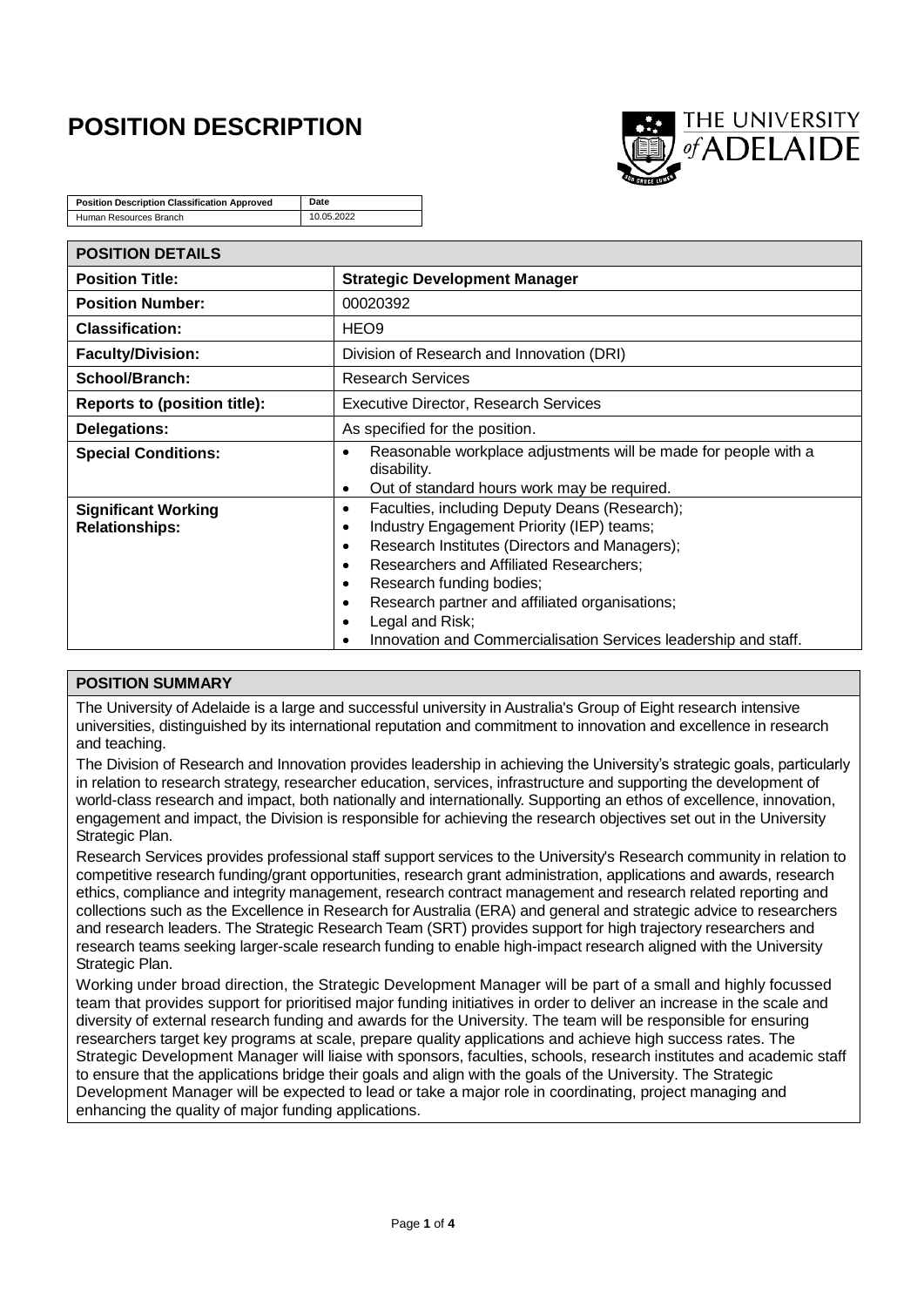# POSITION DESCRIPTION

THE UNIVERSITY of ADELAIDE

| Position Description Classification Approved | Date |
|---|---|
| Human Resources Branch | 10.05.2022 |

| POSITION DETAILS | |
|---|---|
| **Position Title:** | **Strategic Development Manager** |
| **Position Number:** | 00020392 |
| **Classification:** | HEO9 |
| **Faculty/Division:** | Division of Research and Innovation (DRI) |
| **School/Branch:** | Research Services |
| **Reports to (position title):** | Executive Director, Research Services |
| **Delegations:** | As specified for the position. |
| **Special Conditions:** | • Reasonable workplace adjustments will be made for people with a disability.<br>• Out of standard hours work may be required. |
| **Significant Working Relationships:** | • Faculties, including Deputy Deans (Research);<br>• Industry Engagement Priority (IEP) teams;<br>• Research Institutes (Directors and Managers);<br>• Researchers and Affiliated Researchers;<br>• Research funding bodies;<br>• Research partner and affiliated organisations;<br>• Legal and Risk;<br>• Innovation and Commercialisation Services leadership and staff. |

## POSITION SUMMARY

The University of Adelaide is a large and successful university in Australia's Group of Eight research intensive universities, distinguished by its international reputation and commitment to innovation and excellence in research and teaching.

The Division of Research and Innovation provides leadership in achieving the University's strategic goals, particularly in relation to research strategy, researcher education, services, infrastructure and supporting the development of world-class research and impact, both nationally and internationally. Supporting an ethos of excellence, innovation, engagement and impact, the Division is responsible for achieving the research objectives set out in the University Strategic Plan.

Research Services provides professional staff support services to the University's Research community in relation to competitive research funding/grant opportunities, research grant administration, applications and awards, research ethics, compliance and integrity management, research contract management and research related reporting and collections such as the Excellence in Research for Australia (ERA) and general and strategic advice to researchers and research leaders. The Strategic Research Team (SRT) provides support for high trajectory researchers and research teams seeking larger-scale research funding to enable high-impact research aligned with the University Strategic Plan.

Working under broad direction, the Strategic Development Manager will be part of a small and highly focussed team that provides support for prioritised major funding initiatives in order to deliver an increase in the scale and diversity of external research funding and awards for the University. The team will be responsible for ensuring researchers target key programs at scale, prepare quality applications and achieve high success rates. The Strategic Development Manager will liaise with sponsors, faculties, schools, research institutes and academic staff to ensure that the applications bridge their goals and align with the goals of the University. The Strategic Development Manager will be expected to lead or take a major role in coordinating, project managing and enhancing the quality of major funding applications.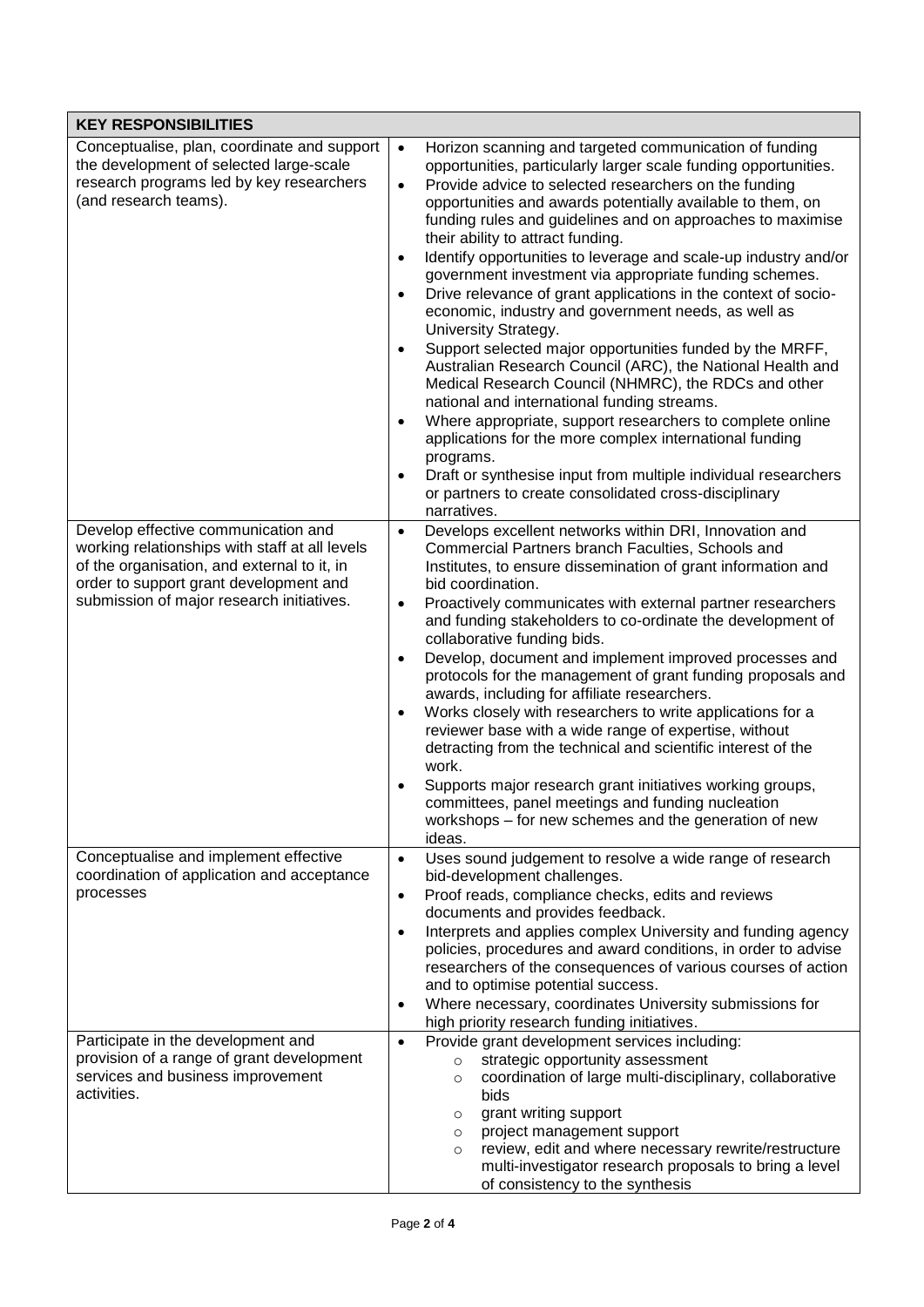| KEY RESPONSIBILITIES | |
|---|---|
| Conceptualise, plan, coordinate and support the development of selected large-scale research programs led by key researchers (and research teams). | • Horizon scanning and targeted communication of funding opportunities, particularly larger scale funding opportunities.<br>• Provide advice to selected researchers on the funding opportunities and awards potentially available to them, on funding rules and guidelines and on approaches to maximise their ability to attract funding.<br>• Identify opportunities to leverage and scale-up industry and/or government investment via appropriate funding schemes.<br>• Drive relevance of grant applications in the context of socio-economic, industry and government needs, as well as University Strategy.<br>• Support selected major opportunities funded by the MRFF, Australian Research Council (ARC), the National Health and Medical Research Council (NHMRC), the RDCs and other national and international funding streams.<br>• Where appropriate, support researchers to complete online applications for the more complex international funding programs.<br>• Draft or synthesise input from multiple individual researchers or partners to create consolidated cross-disciplinary narratives. |
| Develop effective communication and working relationships with staff at all levels of the organisation, and external to it, in order to support grant development and submission of major research initiatives. | • Develops excellent networks within DRI, Innovation and Commercial Partners branch Faculties, Schools and Institutes, to ensure dissemination of grant information and bid coordination.<br>• Proactively communicates with external partner researchers and funding stakeholders to co-ordinate the development of collaborative funding bids.<br>• Develop, document and implement improved processes and protocols for the management of grant funding proposals and awards, including for affiliate researchers.<br>• Works closely with researchers to write applications for a reviewer base with a wide range of expertise, without detracting from the technical and scientific interest of the work.<br>• Supports major research grant initiatives working groups, committees, panel meetings and funding nucleation workshops – for new schemes and the generation of new ideas. |
| Conceptualise and implement effective coordination of application and acceptance processes | • Uses sound judgement to resolve a wide range of research bid-development challenges.<br>• Proof reads, compliance checks, edits and reviews documents and provides feedback.<br>• Interprets and applies complex University and funding agency policies, procedures and award conditions, in order to advise researchers of the consequences of various courses of action and to optimise potential success.<br>• Where necessary, coordinates University submissions for high priority research funding initiatives. |
| Participate in the development and provision of a range of grant development services and business improvement activities. | • Provide grant development services including:<br>&nbsp;&nbsp;○ strategic opportunity assessment<br>&nbsp;&nbsp;○ coordination of large multi-disciplinary, collaborative bids<br>&nbsp;&nbsp;○ grant writing support<br>&nbsp;&nbsp;○ project management support<br>&nbsp;&nbsp;○ review, edit and where necessary rewrite/restructure multi-investigator research proposals to bring a level of consistency to the synthesis |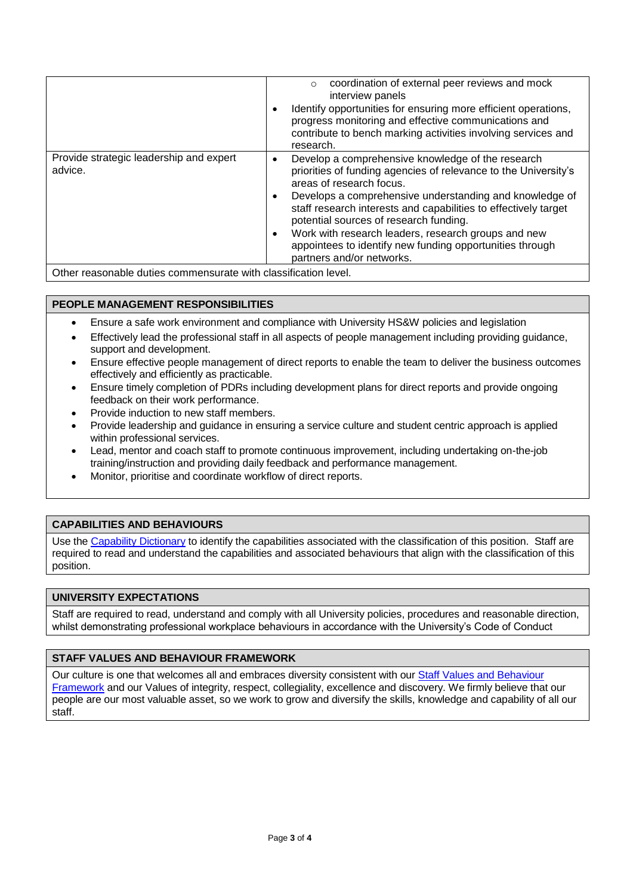| | |
|---|---|
| | ◦ coordination of external peer reviews and mock interview panels<br>• Identify opportunities for ensuring more efficient operations, progress monitoring and effective communications and contribute to bench marking activities involving services and research. |
| Provide strategic leadership and expert advice. | • Develop a comprehensive knowledge of the research priorities of funding agencies of relevance to the University's areas of research focus.<br>• Develops a comprehensive understanding and knowledge of staff research interests and capabilities to effectively target potential sources of research funding.<br>• Work with research leaders, research groups and new appointees to identify new funding opportunities through partners and/or networks. |
| Other reasonable duties commensurate with classification level. | |

## PEOPLE MANAGEMENT RESPONSIBILITIES

- Ensure a safe work environment and compliance with University HS&W policies and legislation
- Effectively lead the professional staff in all aspects of people management including providing guidance, support and development.
- Ensure effective people management of direct reports to enable the team to deliver the business outcomes effectively and efficiently as practicable.
- Ensure timely completion of PDRs including development plans for direct reports and provide ongoing feedback on their work performance.
- Provide induction to new staff members.
- Provide leadership and guidance in ensuring a service culture and student centric approach is applied within professional services.
- Lead, mentor and coach staff to promote continuous improvement, including undertaking on-the-job training/instruction and providing daily feedback and performance management.
- Monitor, prioritise and coordinate workflow of direct reports.

## CAPABILITIES AND BEHAVIOURS

Use the Capability Dictionary to identify the capabilities associated with the classification of this position. Staff are required to read and understand the capabilities and associated behaviours that align with the classification of this position.

## UNIVERSITY EXPECTATIONS

Staff are required to read, understand and comply with all University policies, procedures and reasonable direction, whilst demonstrating professional workplace behaviours in accordance with the University's Code of Conduct

## STAFF VALUES AND BEHAVIOUR FRAMEWORK

Our culture is one that welcomes all and embraces diversity consistent with our Staff Values and Behaviour Framework and our Values of integrity, respect, collegiality, excellence and discovery. We firmly believe that our people are our most valuable asset, so we work to grow and diversify the skills, knowledge and capability of all our staff.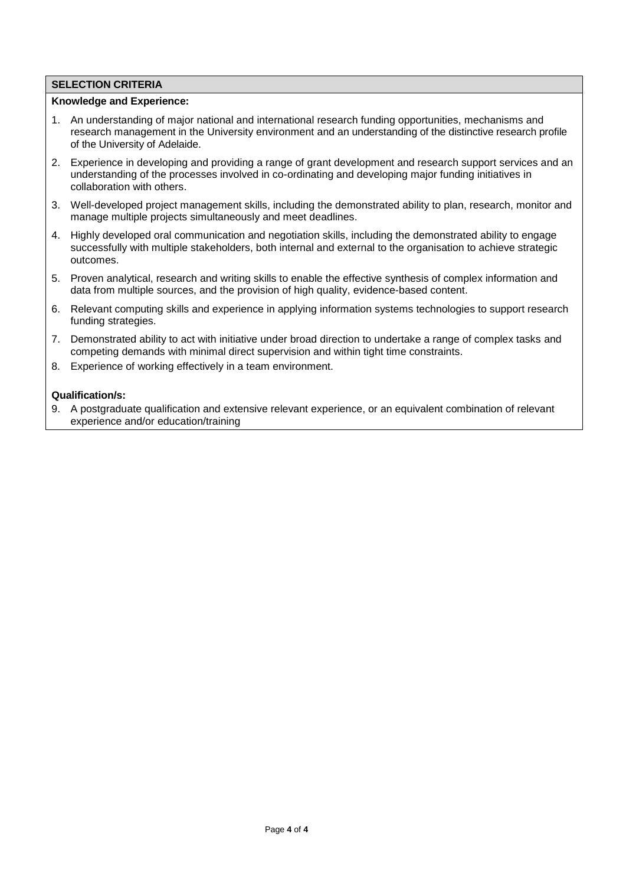## SELECTION CRITERIA

**Knowledge and Experience:**

1. An understanding of major national and international research funding opportunities, mechanisms and research management in the University environment and an understanding of the distinctive research profile of the University of Adelaide.
2. Experience in developing and providing a range of grant development and research support services and an understanding of the processes involved in co-ordinating and developing major funding initiatives in collaboration with others.
3. Well-developed project management skills, including the demonstrated ability to plan, research, monitor and manage multiple projects simultaneously and meet deadlines.
4. Highly developed oral communication and negotiation skills, including the demonstrated ability to engage successfully with multiple stakeholders, both internal and external to the organisation to achieve strategic outcomes.
5. Proven analytical, research and writing skills to enable the effective synthesis of complex information and data from multiple sources, and the provision of high quality, evidence-based content.
6. Relevant computing skills and experience in applying information systems technologies to support research funding strategies.
7. Demonstrated ability to act with initiative under broad direction to undertake a range of complex tasks and competing demands with minimal direct supervision and within tight time constraints.
8. Experience of working effectively in a team environment.

**Qualification/s:**

9. A postgraduate qualification and extensive relevant experience, or an equivalent combination of relevant experience and/or education/training